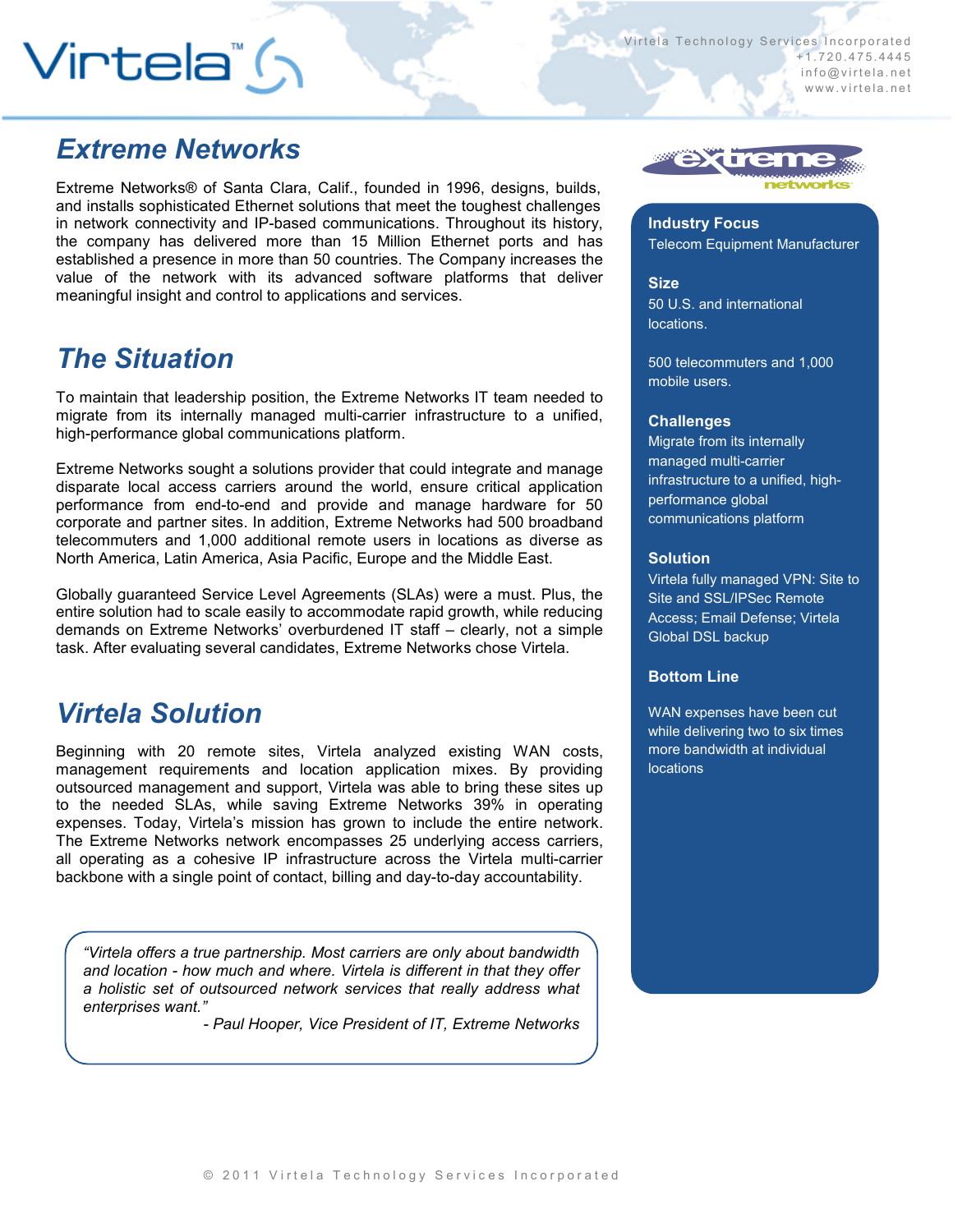Virtela Technology Services Incorporated
+1.720.475.4445
info@virtela.net
www.virtela.net

## Extreme Networks

Extreme Networks® of Santa Clara, Calif., founded in 1996, designs, builds, and installs sophisticated Ethernet solutions that meet the toughest challenges in network connectivity and IP-based communications. Throughout its history, the company has delivered more than 15 Million Ethernet ports and has established a presence in more than 50 countries. The Company increases the value of the network with its advanced software platforms that deliver meaningful insight and control to applications and services.

## The Situation

To maintain that leadership position, the Extreme Networks IT team needed to migrate from its internally managed multi-carrier infrastructure to a unified, high-performance global communications platform.

Extreme Networks sought a solutions provider that could integrate and manage disparate local access carriers around the world, ensure critical application performance from end-to-end and provide and manage hardware for 50 corporate and partner sites. In addition, Extreme Networks had 500 broadband telecommuters and 1,000 additional remote users in locations as diverse as North America, Latin America, Asia Pacific, Europe and the Middle East.

Globally guaranteed Service Level Agreements (SLAs) were a must. Plus, the entire solution had to scale easily to accommodate rapid growth, while reducing demands on Extreme Networks' overburdened IT staff – clearly, not a simple task. After evaluating several candidates, Extreme Networks chose Virtela.

## Virtela Solution

Beginning with 20 remote sites, Virtela analyzed existing WAN costs, management requirements and location application mixes. By providing outsourced management and support, Virtela was able to bring these sites up to the needed SLAs, while saving Extreme Networks 39% in operating expenses. Today, Virtela's mission has grown to include the entire network. The Extreme Networks network encompasses 25 underlying access carriers, all operating as a cohesive IP infrastructure across the Virtela multi-carrier backbone with a single point of contact, billing and day-to-day accountability.

> *"Virtela offers a true partnership. Most carriers are only about bandwidth and location - how much and where. Virtela is different in that they offer a holistic set of outsourced network services that really address what enterprises want."*
>
> *- Paul Hooper, Vice President of IT, Extreme Networks*

**Industry Focus**
Telecom Equipment Manufacturer

**Size**
50 U.S. and international locations.

500 telecommuters and 1,000 mobile users.

**Challenges**
Migrate from its internally managed multi-carrier infrastructure to a unified, high-performance global communications platform

**Solution**
Virtela fully managed VPN: Site to Site and SSL/IPSec Remote Access; Email Defense; Virtela Global DSL backup

**Bottom Line**

WAN expenses have been cut while delivering two to six times more bandwidth at individual locations

© 2011 Virtela Technology Services Incorporated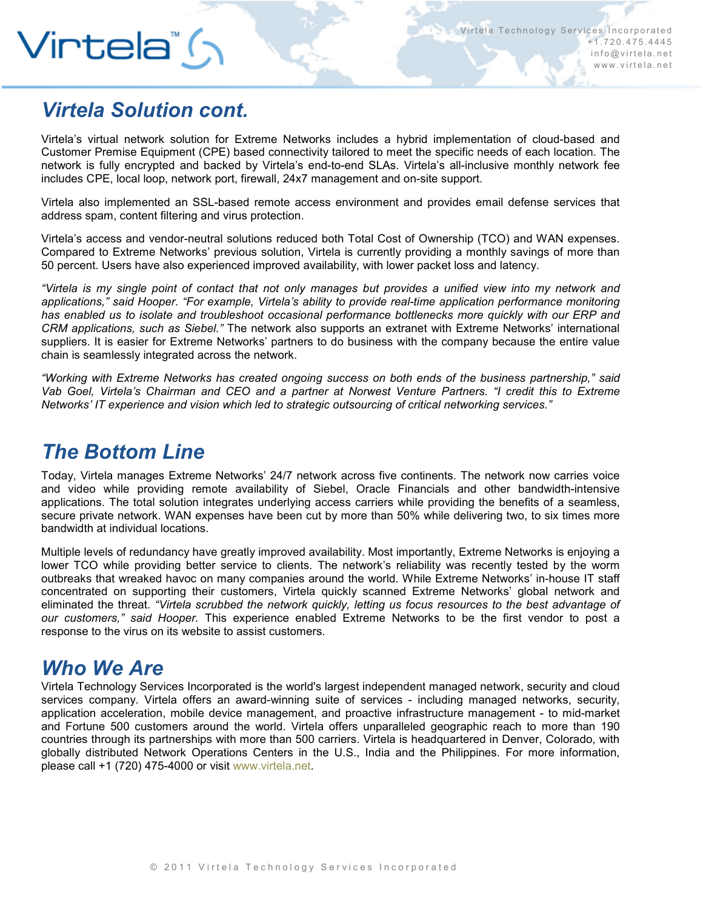## Virtela Solution cont.

Virtela's virtual network solution for Extreme Networks includes a hybrid implementation of cloud-based and Customer Premise Equipment (CPE) based connectivity tailored to meet the specific needs of each location. The network is fully encrypted and backed by Virtela's end-to-end SLAs. Virtela's all-inclusive monthly network fee includes CPE, local loop, network port, firewall, 24x7 management and on-site support.

Virtela also implemented an SSL-based remote access environment and provides email defense services that address spam, content filtering and virus protection.

Virtela's access and vendor-neutral solutions reduced both Total Cost of Ownership (TCO) and WAN expenses. Compared to Extreme Networks' previous solution, Virtela is currently providing a monthly savings of more than 50 percent. Users have also experienced improved availability, with lower packet loss and latency.

*"Virtela is my single point of contact that not only manages but provides a unified view into my network and applications," said Hooper. "For example, Virtela's ability to provide real-time application performance monitoring has enabled us to isolate and troubleshoot occasional performance bottlenecks more quickly with our ERP and CRM applications, such as Siebel."* The network also supports an extranet with Extreme Networks' international suppliers. It is easier for Extreme Networks' partners to do business with the company because the entire value chain is seamlessly integrated across the network.

*"Working with Extreme Networks has created ongoing success on both ends of the business partnership," said Vab Goel, Virtela's Chairman and CEO and a partner at Norwest Venture Partners. "I credit this to Extreme Networks' IT experience and vision which led to strategic outsourcing of critical networking services."*

## The Bottom Line

Today, Virtela manages Extreme Networks' 24/7 network across five continents. The network now carries voice and video while providing remote availability of Siebel, Oracle Financials and other bandwidth-intensive applications. The total solution integrates underlying access carriers while providing the benefits of a seamless, secure private network. WAN expenses have been cut by more than 50% while delivering two, to six times more bandwidth at individual locations.

Multiple levels of redundancy have greatly improved availability. Most importantly, Extreme Networks is enjoying a lower TCO while providing better service to clients. The network's reliability was recently tested by the worm outbreaks that wreaked havoc on many companies around the world. While Extreme Networks' in-house IT staff concentrated on supporting their customers, Virtela quickly scanned Extreme Networks' global network and eliminated the threat. *"Virtela scrubbed the network quickly, letting us focus resources to the best advantage of our customers," said Hooper.* This experience enabled Extreme Networks to be the first vendor to post a response to the virus on its website to assist customers.

## Who We Are

Virtela Technology Services Incorporated is the world's largest independent managed network, security and cloud services company. Virtela offers an award-winning suite of services - including managed networks, security, application acceleration, mobile device management, and proactive infrastructure management - to mid-market and Fortune 500 customers around the world. Virtela offers unparalleled geographic reach to more than 190 countries through its partnerships with more than 500 carriers. Virtela is headquartered in Denver, Colorado, with globally distributed Network Operations Centers in the U.S., India and the Philippines. For more information, please call +1 (720) 475-4000 or visit www.virtela.net.